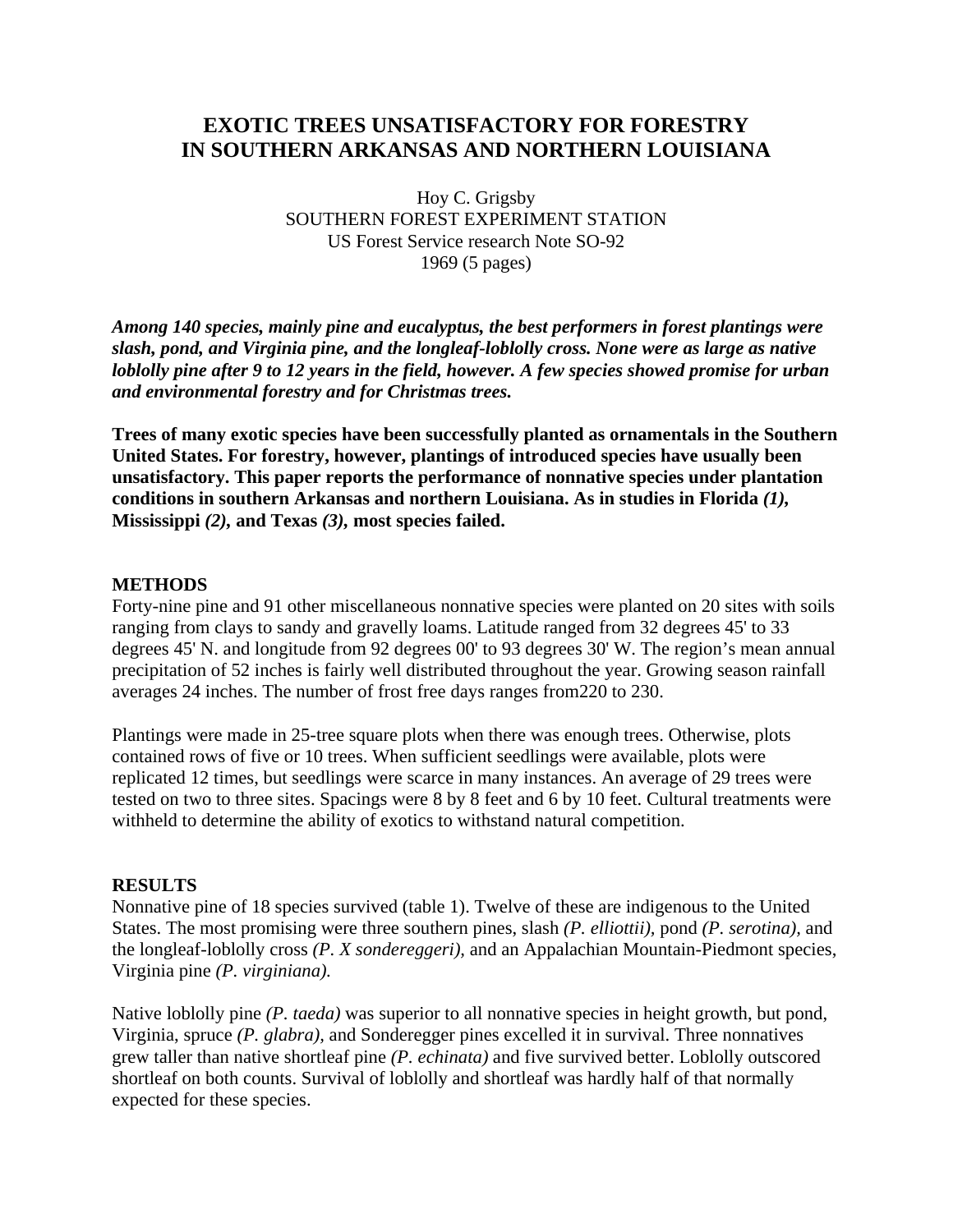# EXOTIC TREES UNSATISFACTORY FOR FORESTRY IN SOUTHERN ARKANSAS AND NORTHERN LOUISIANA

Hoy C. Grigsby
SOUTHERN FOREST EXPERIMENT STATION
US Forest Service research Note SO-92
1969 (5 pages)

***Among 140 species, mainly pine and eucalyptus, the best performers in forest plantings were slash, pond, and Virginia pine, and the longleaf-loblolly cross. None were as large as native loblolly pine after 9 to 12 years in the field, however. A few species showed promise for urban and environmental forestry and for Christmas trees.***

**Trees of many exotic species have been successfully planted as ornamentals in the Southern United States. For forestry, however, plantings of introduced species have usually been unsatisfactory. This paper reports the performance of nonnative species under plantation conditions in southern Arkansas and northern Louisiana. As in studies in Florida *(1)*, Mississippi *(2)*, and Texas *(3)*, most species failed.**

## METHODS

Forty-nine pine and 91 other miscellaneous nonnative species were planted on 20 sites with soils ranging from clays to sandy and gravelly loams. Latitude ranged from 32 degrees 45' to 33 degrees 45' N. and longitude from 92 degrees 00' to 93 degrees 30' W. The region's mean annual precipitation of 52 inches is fairly well distributed throughout the year. Growing season rainfall averages 24 inches. The number of frost free days ranges from220 to 230.

Plantings were made in 25-tree square plots when there was enough trees. Otherwise, plots contained rows of five or 10 trees. When sufficient seedlings were available, plots were replicated 12 times, but seedlings were scarce in many instances. An average of 29 trees were tested on two to three sites. Spacings were 8 by 8 feet and 6 by 10 feet. Cultural treatments were withheld to determine the ability of exotics to withstand natural competition.

## RESULTS

Nonnative pine of 18 species survived (table 1). Twelve of these are indigenous to the United States. The most promising were three southern pines, slash *(P. elliottii)*, pond *(P. serotina)*, and the longleaf-loblolly cross *(P. X sondereggeri)*, and an Appalachian Mountain-Piedmont species, Virginia pine *(P. virginiana)*.

Native loblolly pine *(P. taeda)* was superior to all nonnative species in height growth, but pond, Virginia, spruce *(P. glabra)*, and Sonderegger pines excelled it in survival. Three nonnatives grew taller than native shortleaf pine *(P. echinata)* and five survived better. Loblolly outscored shortleaf on both counts. Survival of loblolly and shortleaf was hardly half of that normally expected for these species.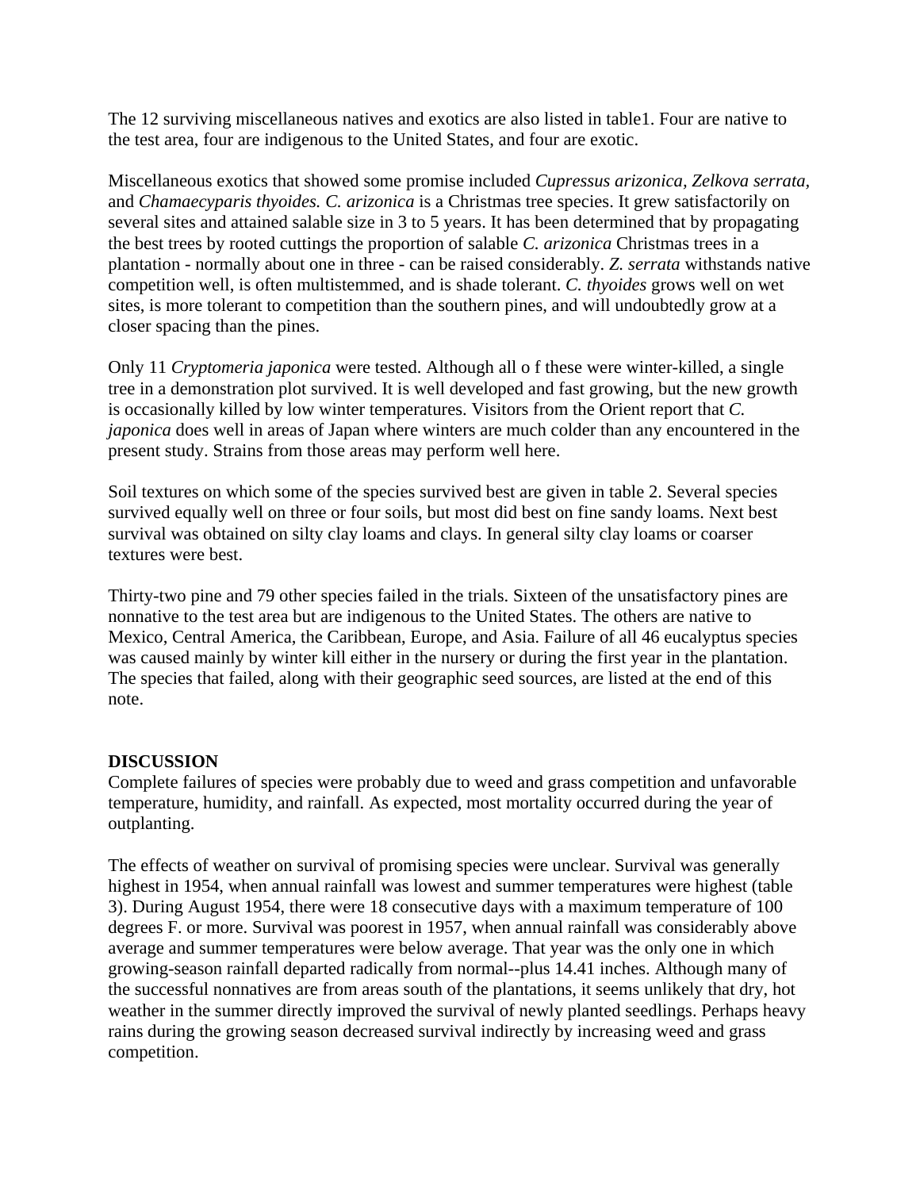The 12 surviving miscellaneous natives and exotics are also listed in table1. Four are native to the test area, four are indigenous to the United States, and four are exotic.

Miscellaneous exotics that showed some promise included *Cupressus arizonica, Zelkova serrata,* and *Chamaecyparis thyoides. C. arizonica* is a Christmas tree species. It grew satisfactorily on several sites and attained salable size in 3 to 5 years. It has been determined that by propagating the best trees by rooted cuttings the proportion of salable *C. arizonica* Christmas trees in a plantation - normally about one in three - can be raised considerably. *Z. serrata* withstands native competition well, is often multistemmed, and is shade tolerant. *C. thyoides* grows well on wet sites, is more tolerant to competition than the southern pines, and will undoubtedly grow at a closer spacing than the pines.

Only 11 *Cryptomeria japonica* were tested. Although all o f these were winter-killed, a single tree in a demonstration plot survived. It is well developed and fast growing, but the new growth is occasionally killed by low winter temperatures. Visitors from the Orient report that *C. japonica* does well in areas of Japan where winters are much colder than any encountered in the present study. Strains from those areas may perform well here.

Soil textures on which some of the species survived best are given in table 2. Several species survived equally well on three or four soils, but most did best on fine sandy loams. Next best survival was obtained on silty clay loams and clays. In general silty clay loams or coarser textures were best.

Thirty-two pine and 79 other species failed in the trials. Sixteen of the unsatisfactory pines are nonnative to the test area but are indigenous to the United States. The others are native to Mexico, Central America, the Caribbean, Europe, and Asia. Failure of all 46 eucalyptus species was caused mainly by winter kill either in the nursery or during the first year in the plantation. The species that failed, along with their geographic seed sources, are listed at the end of this note.

## DISCUSSION

Complete failures of species were probably due to weed and grass competition and unfavorable temperature, humidity, and rainfall. As expected, most mortality occurred during the year of outplanting.

The effects of weather on survival of promising species were unclear. Survival was generally highest in 1954, when annual rainfall was lowest and summer temperatures were highest (table 3). During August 1954, there were 18 consecutive days with a maximum temperature of 100 degrees F. or more. Survival was poorest in 1957, when annual rainfall was considerably above average and summer temperatures were below average. That year was the only one in which growing-season rainfall departed radically from normal--plus 14.41 inches. Although many of the successful nonnatives are from areas south of the plantations, it seems unlikely that dry, hot weather in the summer directly improved the survival of newly planted seedlings. Perhaps heavy rains during the growing season decreased survival indirectly by increasing weed and grass competition.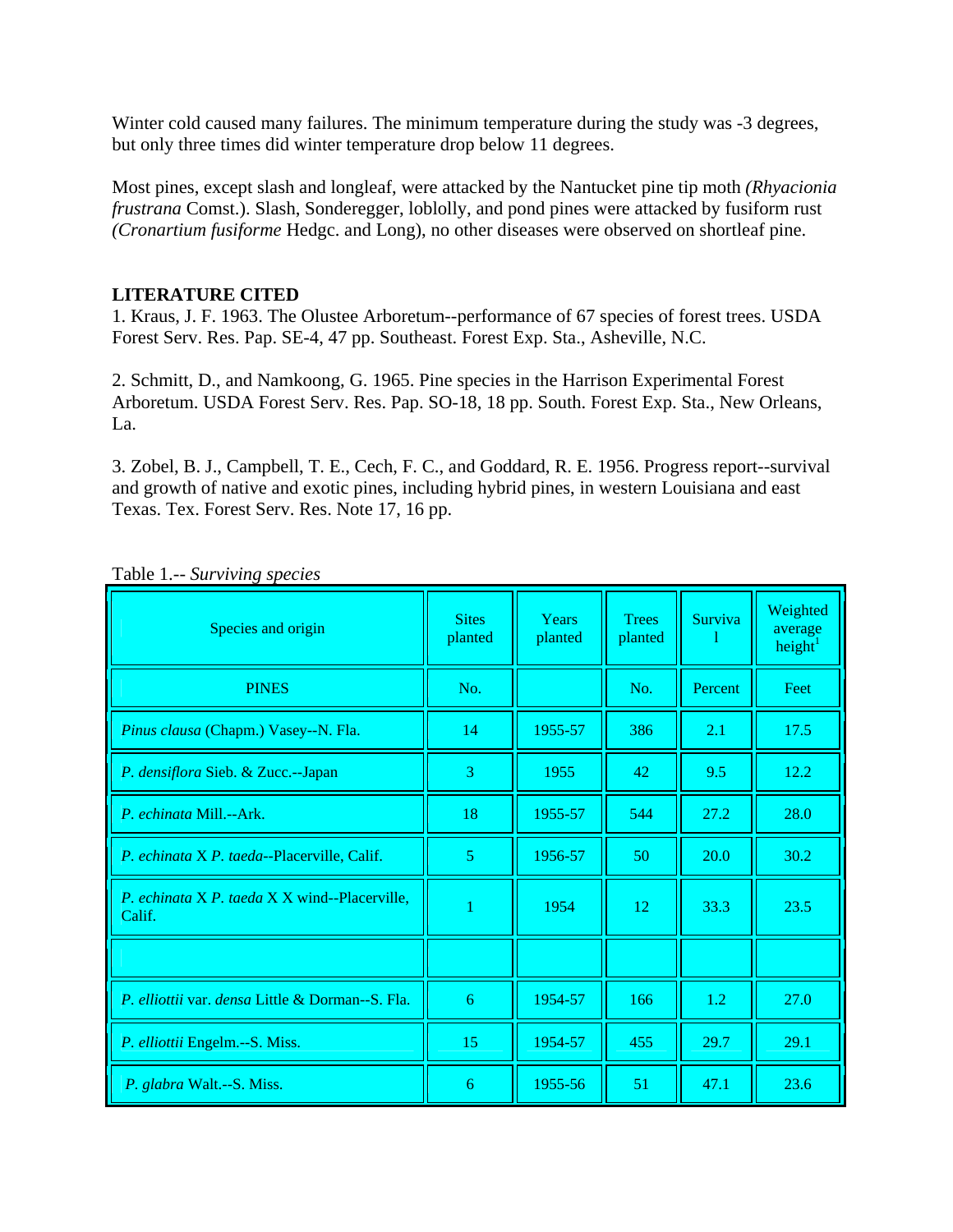Winter cold caused many failures. The minimum temperature during the study was -3 degrees, but only three times did winter temperature drop below 11 degrees.

Most pines, except slash and longleaf, were attacked by the Nantucket pine tip moth *(Rhyacionia frustrana* Comst.). Slash, Sonderegger, loblolly, and pond pines were attacked by fusiform rust *(Cronartium fusiforme* Hedgc. and Long), no other diseases were observed on shortleaf pine.

**LITERATURE CITED**

1. Kraus, J. F. 1963. The Olustee Arboretum--performance of 67 species of forest trees. USDA Forest Serv. Res. Pap. SE-4, 47 pp. Southeast. Forest Exp. Sta., Asheville, N.C.

2. Schmitt, D., and Namkoong, G. 1965. Pine species in the Harrison Experimental Forest Arboretum. USDA Forest Serv. Res. Pap. SO-18, 18 pp. South. Forest Exp. Sta., New Orleans, La.

3. Zobel, B. J., Campbell, T. E., Cech, F. C., and Goddard, R. E. 1956. Progress report--survival and growth of native and exotic pines, including hybrid pines, in western Louisiana and east Texas. Tex. Forest Serv. Res. Note 17, 16 pp.

Table 1.-- *Surviving species*

| Species and origin | Sites planted | Years planted | Trees planted | Survival | Weighted average height[1] |
|---|---|---|---|---|---|
| PINES | No. | | No. | Percent | Feet |
| *Pinus clausa* (Chapm.) Vasey--N. Fla. | 14 | 1955-57 | 386 | 2.1 | 17.5 |
| *P. densiflora* Sieb. & Zucc.--Japan | 3 | 1955 | 42 | 9.5 | 12.2 |
| *P. echinata* Mill.--Ark. | 18 | 1955-57 | 544 | 27.2 | 28.0 |
| *P. echinata* X *P. taeda*--Placerville, Calif. | 5 | 1956-57 | 50 | 20.0 | 30.2 |
| *P. echinata* X *P. taeda* X X wind--Placerville, Calif. | 1 | 1954 | 12 | 33.3 | 23.5 |
| | | | | | |
| *P. elliottii* var. *densa* Little & Dorman--S. Fla. | 6 | 1954-57 | 166 | 1.2 | 27.0 |
| *P. elliottii* Engelm.--S. Miss. | 15 | 1954-57 | 455 | 29.7 | 29.1 |
| *P. glabra* Walt.--S. Miss. | 6 | 1955-56 | 51 | 47.1 | 23.6 |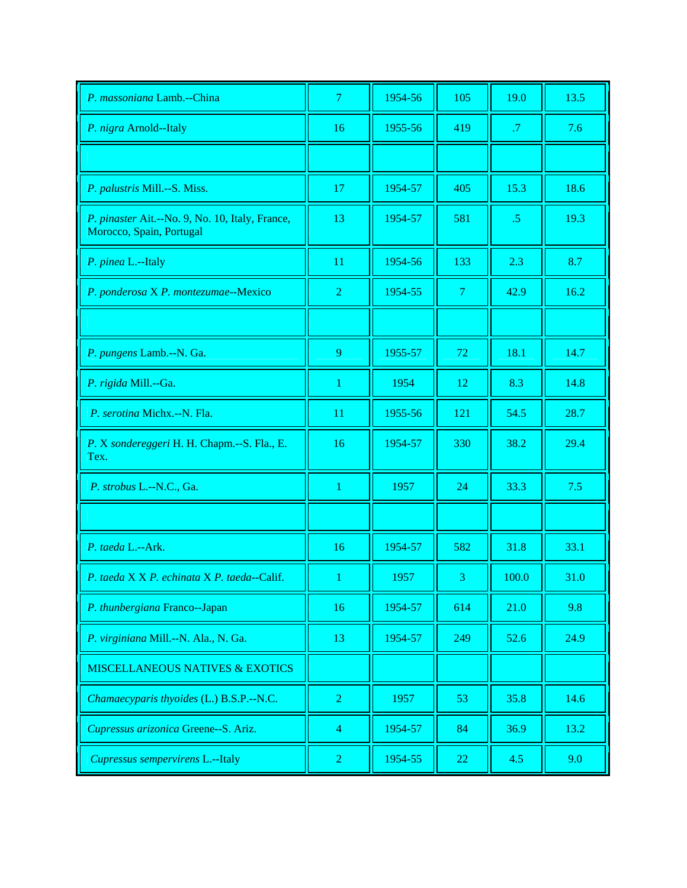| | | | | | |
|---|---|---|---|---|---|
| *P. massoniana* Lamb.--China | 7 | 1954-56 | 105 | 19.0 | 13.5 |
| *P. nigra* Arnold--Italy | 16 | 1955-56 | 419 | .7 | 7.6 |
| | | | | | |
| *P. palustris* Mill.--S. Miss. | 17 | 1954-57 | 405 | 15.3 | 18.6 |
| *P. pinaster* Ait.--No. 9, No. 10, Italy, France, Morocco, Spain, Portugal | 13 | 1954-57 | 581 | .5 | 19.3 |
| *P. pinea* L.--Italy | 11 | 1954-56 | 133 | 2.3 | 8.7 |
| *P. ponderosa* X *P. montezumae*--Mexico | 2 | 1954-55 | 7 | 42.9 | 16.2 |
| | | | | | |
| *P. pungens* Lamb.--N. Ga. | 9 | 1955-57 | 72 | 18.1 | 14.7 |
| *P. rigida* Mill.--Ga. | 1 | 1954 | 12 | 8.3 | 14.8 |
| *P. serotina* Michx.--N. Fla. | 11 | 1955-56 | 121 | 54.5 | 28.7 |
| *P.* X *sondereggeri* H. H. Chapm.--S. Fla., E. Tex. | 16 | 1954-57 | 330 | 38.2 | 29.4 |
| *P. strobus* L.--N.C., Ga. | 1 | 1957 | 24 | 33.3 | 7.5 |
| | | | | | |
| *P. taeda* L.--Ark. | 16 | 1954-57 | 582 | 31.8 | 33.1 |
| *P. taeda* X X *P. echinata* X *P. taeda*--Calif. | 1 | 1957 | 3 | 100.0 | 31.0 |
| *P. thunbergiana* Franco--Japan | 16 | 1954-57 | 614 | 21.0 | 9.8 |
| *P. virginiana* Mill.--N. Ala., N. Ga. | 13 | 1954-57 | 249 | 52.6 | 24.9 |
| MISCELLANEOUS NATIVES & EXOTICS | | | | | |
| *Chamaecyparis thyoides* (L.) B.S.P.--N.C. | 2 | 1957 | 53 | 35.8 | 14.6 |
| *Cupressus arizonica* Greene--S. Ariz. | 4 | 1954-57 | 84 | 36.9 | 13.2 |
| *Cupressus sempervirens* L.--Italy | 2 | 1954-55 | 22 | 4.5 | 9.0 |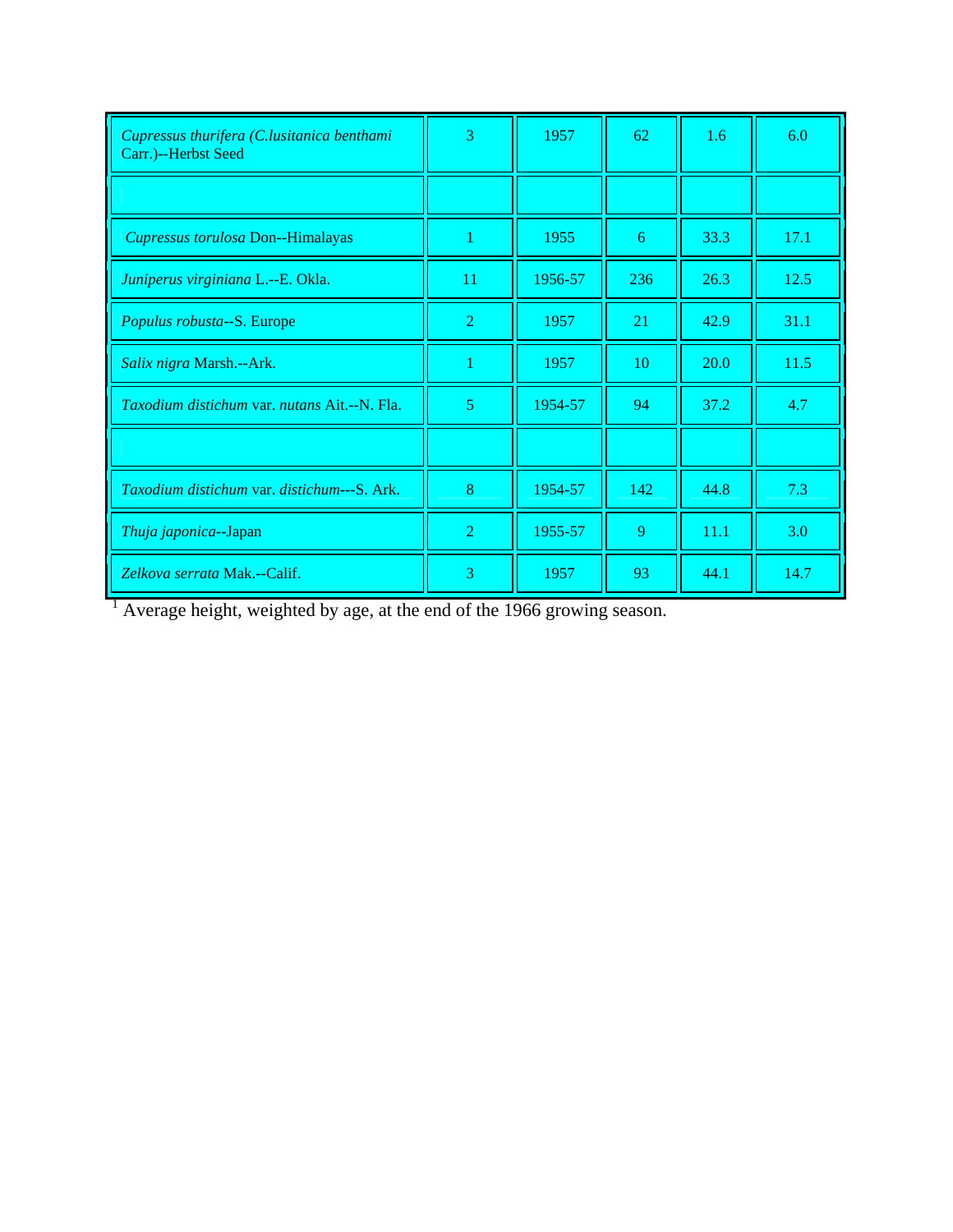| | | | | | |
|---|---|---|---|---|---|
| *Cupressus thurifera (C.lusitanica benthami* Carr.)--Herbst Seed | 3 | 1957 | 62 | 1.6 | 6.0 |
| | | | | | |
| *Cupressus torulosa* Don--Himalayas | 1 | 1955 | 6 | 33.3 | 17.1 |
| *Juniperus virginiana* L.--E. Okla. | 11 | 1956-57 | 236 | 26.3 | 12.5 |
| *Populus robusta*--S. Europe | 2 | 1957 | 21 | 42.9 | 31.1 |
| *Salix nigra* Marsh.--Ark. | 1 | 1957 | 10 | 20.0 | 11.5 |
| *Taxodium distichum* var. *nutans* Ait.--N. Fla. | 5 | 1954-57 | 94 | 37.2 | 4.7 |
| | | | | | |
| *Taxodium distichum* var. *distichum*---S. Ark. | 8 | 1954-57 | 142 | 44.8 | 7.3 |
| *Thuja japonica*--Japan | 2 | 1955-57 | 9 | 11.1 | 3.0 |
| *Zelkova serrata* Mak.--Calif. | 3 | 1957 | 93 | 44.1 | 14.7 |

[1] Average height, weighted by age, at the end of the 1966 growing season.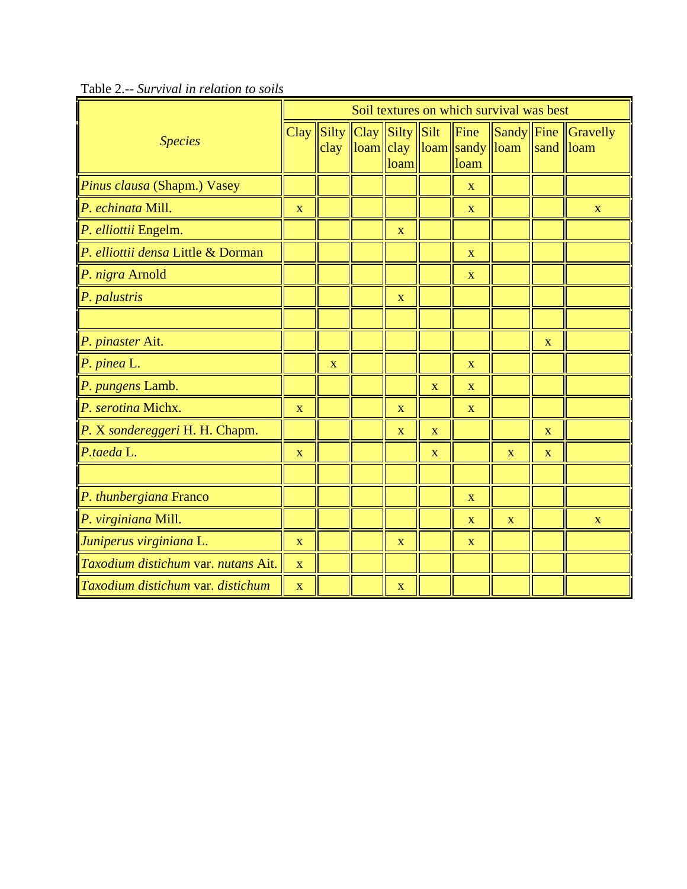Table 2.-- *Survival in relation to soils*

| *Species* | Soil textures on which survival was best | | | | | | | | |
|---|---|---|---|---|---|---|---|---|---|
| | Clay | Silty clay | Clay loam | Silty clay loam | Silt loam | Fine sandy loam | Sandy loam | Fine sand | Gravelly loam |
| *Pinus clausa* (Shapm.) Vasey | | | | | | x | | | |
| *P. echinata* Mill. | x | | | | | x | | | x |
| *P. elliottii* Engelm. | | | | x | | | | | |
| *P. elliottii densa* Little & Dorman | | | | | | x | | | |
| *P. nigra* Arnold | | | | | | x | | | |
| *P. palustris* | | | | x | | | | | |
| | | | | | | | | | |
| *P. pinaster* Ait. | | | | | | | | x | |
| *P. pinea* L. | | x | | | | x | | | |
| *P. pungens* Lamb. | | | | | x | x | | | |
| *P. serotina* Michx. | x | | | x | | x | | | |
| *P.* X *sondereggeri* H. H. Chapm. | | | | x | x | | | x | |
| *P.taeda* L. | x | | | | x | | x | x | |
| | | | | | | | | | |
| *P. thunbergiana* Franco | | | | | | x | | | |
| *P. virginiana* Mill. | | | | | | x | x | | x |
| *Juniperus virginiana* L. | x | | | x | | x | | | |
| *Taxodium distichum* var. *nutans* Ait. | x | | | | | | | | |
| *Taxodium distichum* var. *distichum* | x | | | x | | | | | |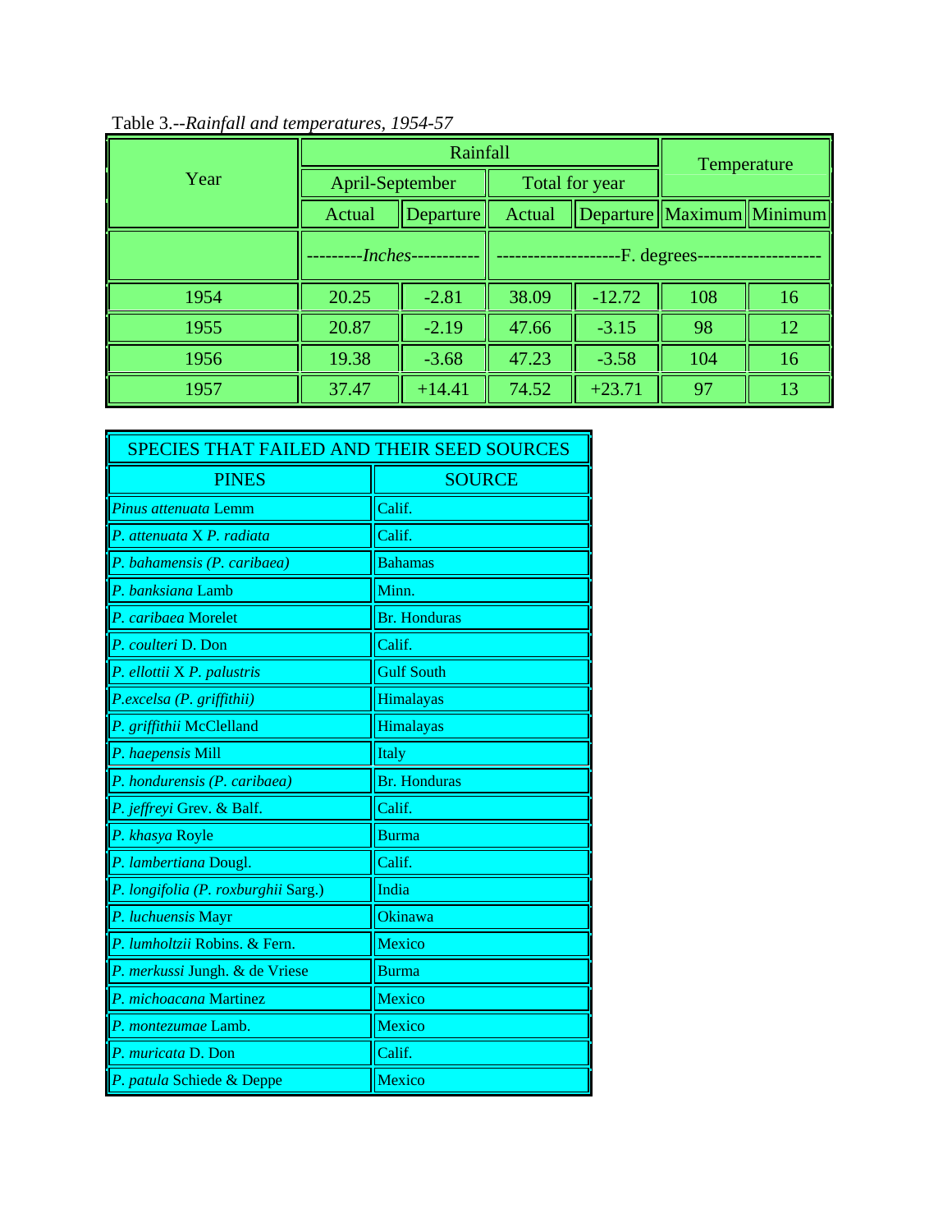Table 3.--*Rainfall and temperatures, 1954-57*

| Year | Rainfall | | | | Temperature | |
|---|---|---|---|---|---|---|
| | April-September | | Total for year | | | |
| | Actual | Departure | Actual | Departure | Maximum | Minimum |
| | ---------*Inches*----------- | | --------------------F. degrees-------------------- | | | |
| 1954 | 20.25 | -2.81 | 38.09 | -12.72 | 108 | 16 |
| 1955 | 20.87 | -2.19 | 47.66 | -3.15 | 98 | 12 |
| 1956 | 19.38 | -3.68 | 47.23 | -3.58 | 104 | 16 |
| 1957 | 37.47 | +14.41 | 74.52 | +23.71 | 97 | 13 |

| SPECIES THAT FAILED AND THEIR SEED SOURCES | |
|---|---|
| PINES | SOURCE |
| *Pinus attenuata* Lemm | Calif. |
| *P. attenuata* X *P. radiata* | Calif. |
| *P. bahamensis (P. caribaea)* | Bahamas |
| *P. banksiana* Lamb | Minn. |
| *P. caribaea* Morelet | Br. Honduras |
| *P. coulteri* D. Don | Calif. |
| *P. ellottii* X *P. palustris* | Gulf South |
| *P.excelsa (P. griffithii)* | Himalayas |
| *P. griffithii* McClelland | Himalayas |
| *P. haepensis* Mill | Italy |
| *P. hondurensis (P. caribaea)* | Br. Honduras |
| *P. jeffreyi* Grev. & Balf. | Calif. |
| *P. khasya* Royle | Burma |
| *P. lambertiana* Dougl. | Calif. |
| *P. longifolia (P. roxburghii* Sarg.) | India |
| *P. luchuensis* Mayr | Okinawa |
| *P. lumholtzii* Robins. & Fern. | Mexico |
| *P. merkussi* Jungh. & de Vriese | Burma |
| *P. michoacana* Martinez | Mexico |
| *P. montezumae* Lamb. | Mexico |
| *P. muricata* D. Don | Calif. |
| *P. patula* Schiede & Deppe | Mexico |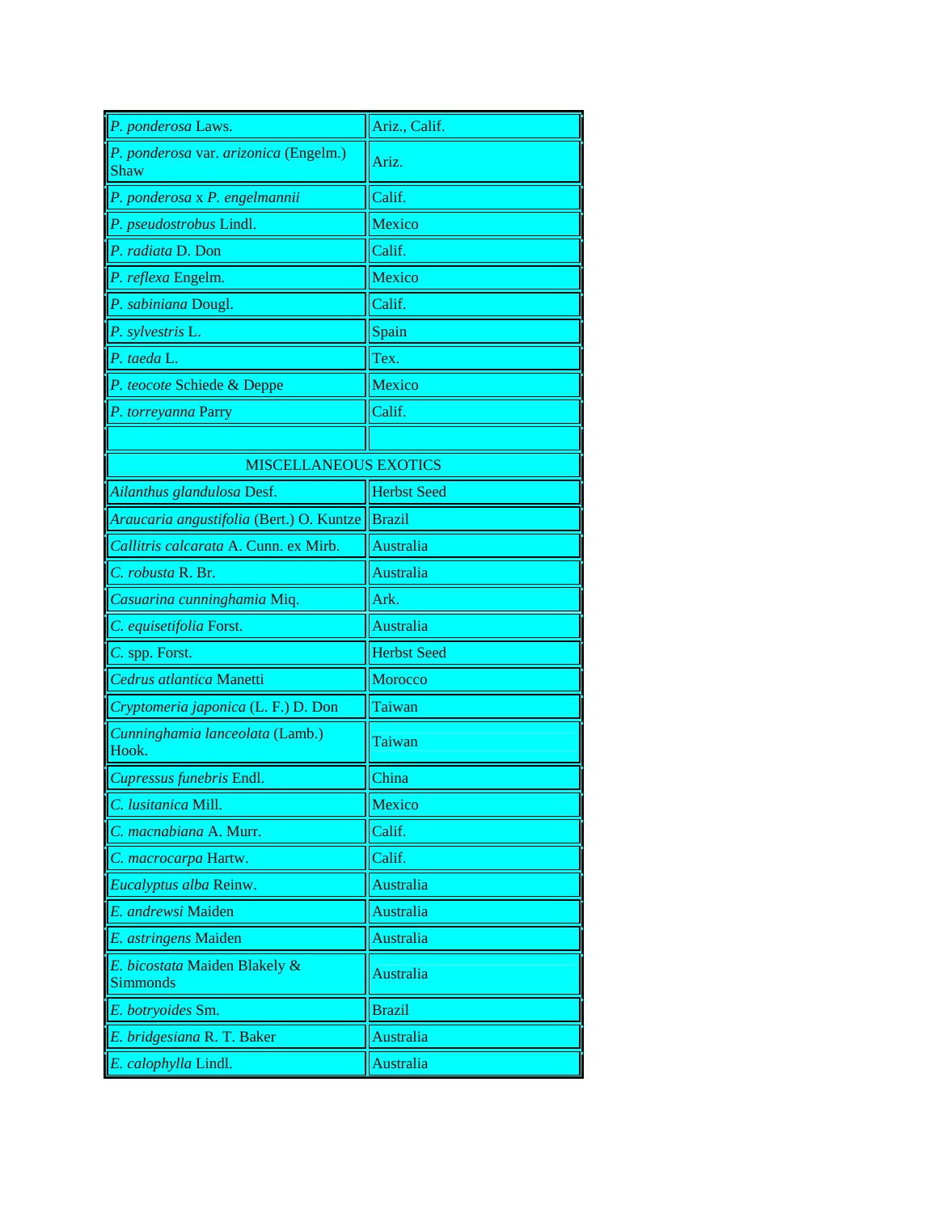| | |
|---|---|
| *P. ponderosa* Laws. | Ariz., Calif. |
| *P. ponderosa* var. *arizonica* (Engelm.) Shaw | Ariz. |
| *P. ponderosa* x *P. engelmannii* | Calif. |
| *P. pseudostrobus* Lindl. | Mexico |
| *P. radiata* D. Don | Calif. |
| *P. reflexa* Engelm. | Mexico |
| *P. sabiniana* Dougl. | Calif. |
| *P. sylvestris* L. | Spain |
| *P. taeda* L. | Tex. |
| *P. teocote* Schiede & Deppe | Mexico |
| *P. torreyanna* Parry | Calif. |
| | |
| MISCELLANEOUS EXOTICS | |
| *Ailanthus glandulosa* Desf. | Herbst Seed |
| *Araucaria angustifolia* (Bert.) O. Kuntze | Brazil |
| *Callitris calcarata* A. Cunn. ex Mirb. | Australia |
| *C. robusta* R. Br. | Australia |
| *Casuarina cunninghamia* Miq. | Ark. |
| *C. equisetifolia* Forst. | Australia |
| *C.* spp. Forst. | Herbst Seed |
| *Cedrus atlantica* Manetti | Morocco |
| *Cryptomeria japonica* (L. F.) D. Don | Taiwan |
| *Cunninghamia lanceolata* (Lamb.) Hook. | Taiwan |
| *Cupressus funebris* Endl. | China |
| *C. lusitanica* Mill. | Mexico |
| *C. macnabiana* A. Murr. | Calif. |
| *C. macrocarpa* Hartw. | Calif. |
| *Eucalyptus alba* Reinw. | Australia |
| *E. andrewsi* Maiden | Australia |
| *E. astringens* Maiden | Australia |
| *E. bicostata* Maiden Blakely & Simmonds | Australia |
| *E. botryoides* Sm. | Brazil |
| *E. bridgesiana* R. T. Baker | Australia |
| *E. calophylla* Lindl. | Australia |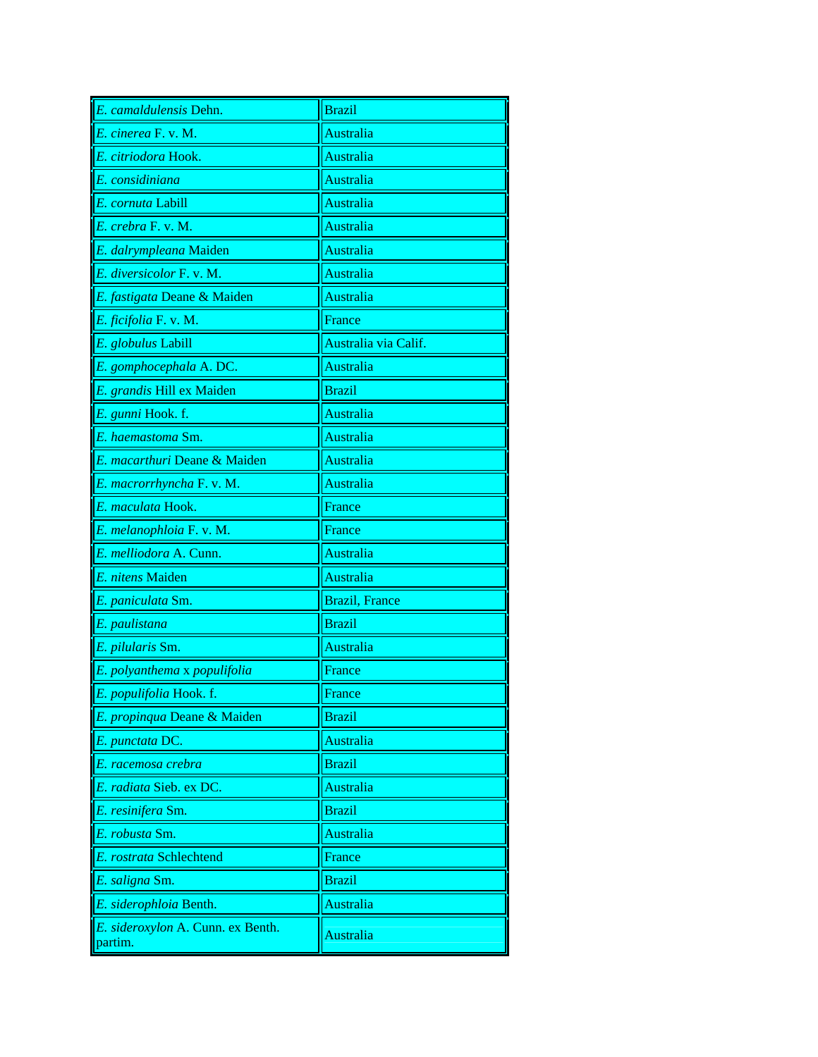| | |
|---|---|
| *E. camaldulensis* Dehn. | Brazil |
| *E. cinerea* F. v. M. | Australia |
| *E. citriodora* Hook. | Australia |
| *E. considiniana* | Australia |
| *E. cornuta* Labill | Australia |
| *E. crebra* F. v. M. | Australia |
| *E. dalrympleana* Maiden | Australia |
| *E. diversicolor* F. v. M. | Australia |
| *E. fastigata* Deane & Maiden | Australia |
| *E. ficifolia* F. v. M. | France |
| *E. globulus* Labill | Australia via Calif. |
| *E. gomphocephala* A. DC. | Australia |
| *E. grandis* Hill ex Maiden | Brazil |
| *E. gunni* Hook. f. | Australia |
| *E. haemastoma* Sm. | Australia |
| *E. macarthuri* Deane & Maiden | Australia |
| *E. macrorrhyncha* F. v. M. | Australia |
| *E. maculata* Hook. | France |
| *E. melanophloia* F. v. M. | France |
| *E. melliodora* A. Cunn. | Australia |
| *E. nitens* Maiden | Australia |
| *E. paniculata* Sm. | Brazil, France |
| *E. paulistana* | Brazil |
| *E. pilularis* Sm. | Australia |
| *E. polyanthema* x *populifolia* | France |
| *E. populifolia* Hook. f. | France |
| *E. propinqua* Deane & Maiden | Brazil |
| *E. punctata* DC. | Australia |
| *E. racemosa crebra* | Brazil |
| *E. radiata* Sieb. ex DC. | Australia |
| *E. resinifera* Sm. | Brazil |
| *E. robusta* Sm. | Australia |
| *E. rostrata* Schlechtend | France |
| *E. saligna* Sm. | Brazil |
| *E. siderophloia* Benth. | Australia |
| *E. sideroxylon* A. Cunn. ex Benth. partim. | Australia |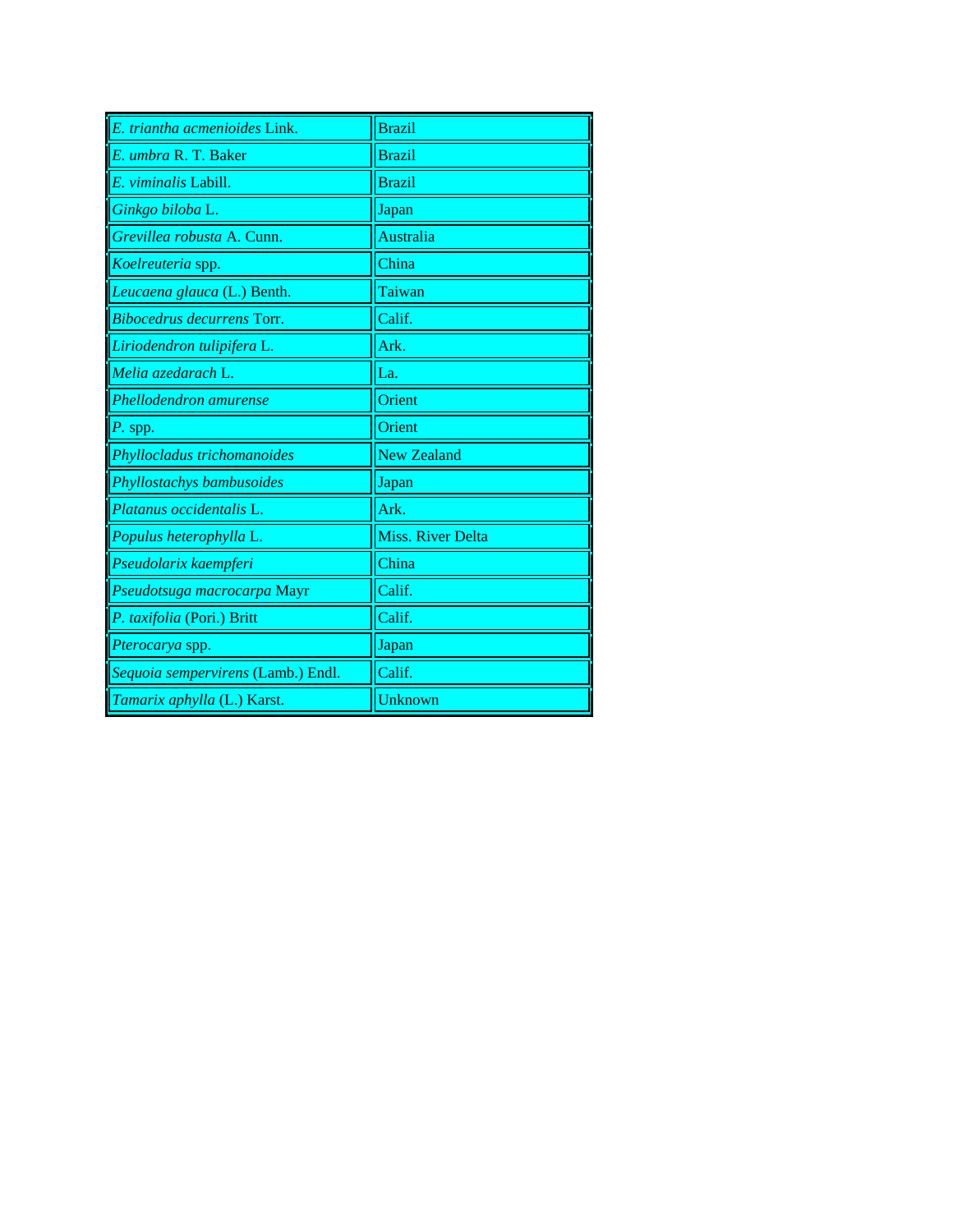| | |
|---|---|
| *E. triantha acmenioides* Link. | Brazil |
| *E. umbra* R. T. Baker | Brazil |
| *E. viminalis* Labill. | Brazil |
| *Ginkgo biloba* L. | Japan |
| *Grevillea robusta* A. Cunn. | Australia |
| *Koelreuteria* spp. | China |
| *Leucaena glauca* (L.) Benth. | Taiwan |
| *Bibocedrus decurrens* Torr. | Calif. |
| *Liriodendron tulipifera* L. | Ark. |
| *Melia azedarach* L. | La. |
| *Phellodendron amurense* | Orient |
| *P.* spp. | Orient |
| *Phyllocladus trichomanoides* | New Zealand |
| *Phyllostachys bambusoides* | Japan |
| *Platanus occidentalis* L. | Ark. |
| *Populus heterophylla* L. | Miss. River Delta |
| *Pseudolarix kaempferi* | China |
| *Pseudotsuga macrocarpa* Mayr | Calif. |
| *P. taxifolia* (Pori.) Britt | Calif. |
| *Pterocarya* spp. | Japan |
| *Sequoia sempervirens* (Lamb.) Endl. | Calif. |
| *Tamarix aphylla* (L.) Karst. | Unknown |